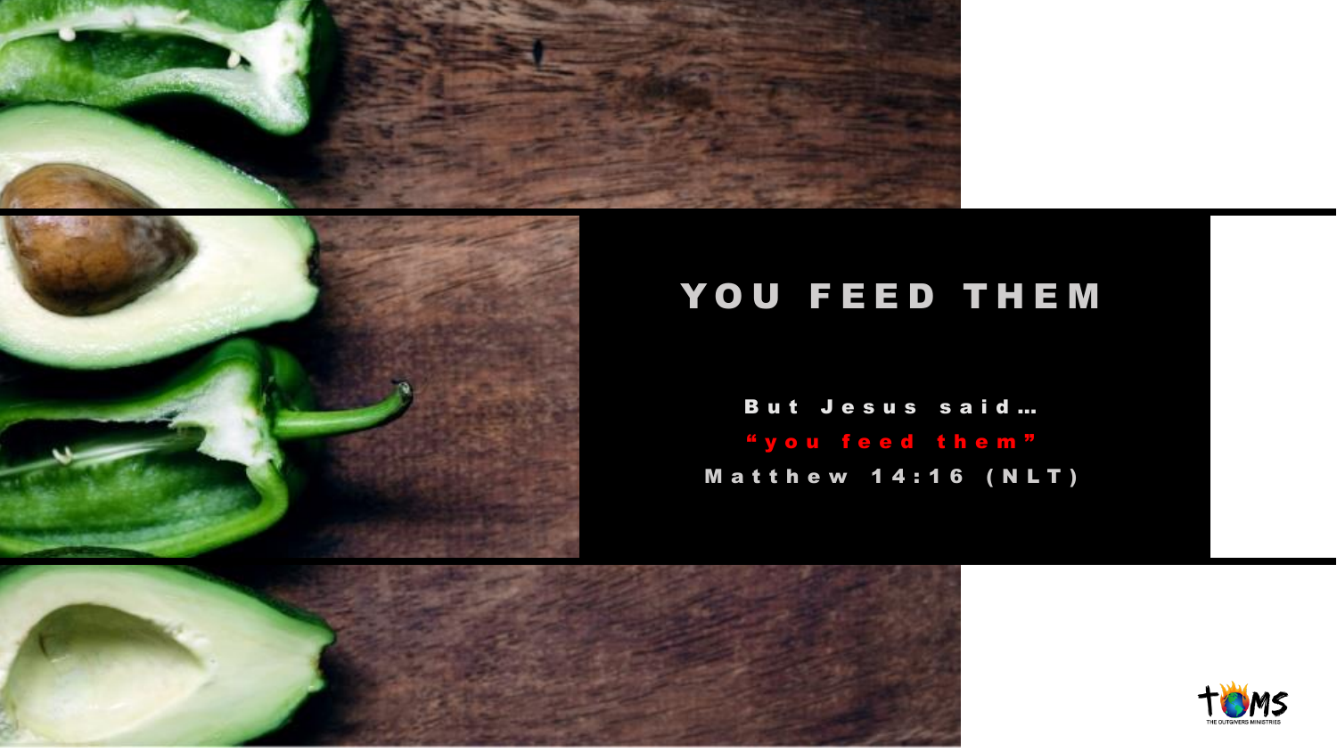# YOU FEED THEM

But Jesus said…

"you feed them"

Matthew 14:16 (NLT)

THE OUTGIVERS MINISTRIES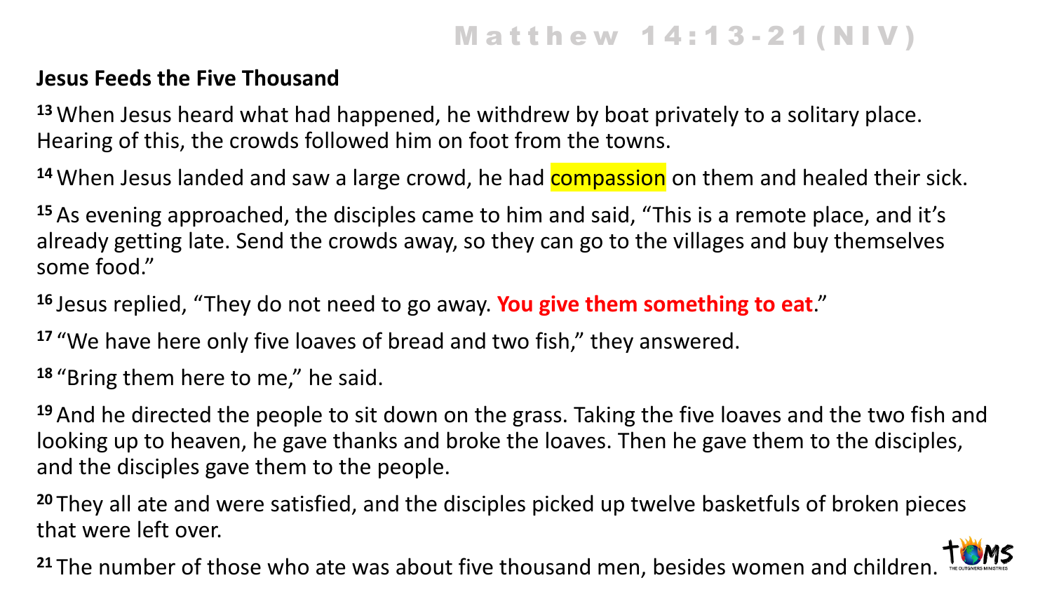# Matthew 14:13-21(NIV)

**Jesus Feeds the Five Thousand**

[13] When Jesus heard what had happened, he withdrew by boat privately to a solitary place. Hearing of this, the crowds followed him on foot from the towns.

[14] When Jesus landed and saw a large crowd, he had compassion on them and healed their sick.

[15] As evening approached, the disciples came to him and said, “This is a remote place, and it’s already getting late. Send the crowds away, so they can go to the villages and buy themselves some food.”

[16] Jesus replied, “They do not need to go away. **You give them something to eat**.”

[17] “We have here only five loaves of bread and two fish,” they answered.

[18] “Bring them here to me,” he said.

[19] And he directed the people to sit down on the grass. Taking the five loaves and the two fish and looking up to heaven, he gave thanks and broke the loaves. Then he gave them to the disciples, and the disciples gave them to the people.

[20] They all ate and were satisfied, and the disciples picked up twelve basketfuls of broken pieces that were left over.

[21] The number of those who ate was about five thousand men, besides women and children.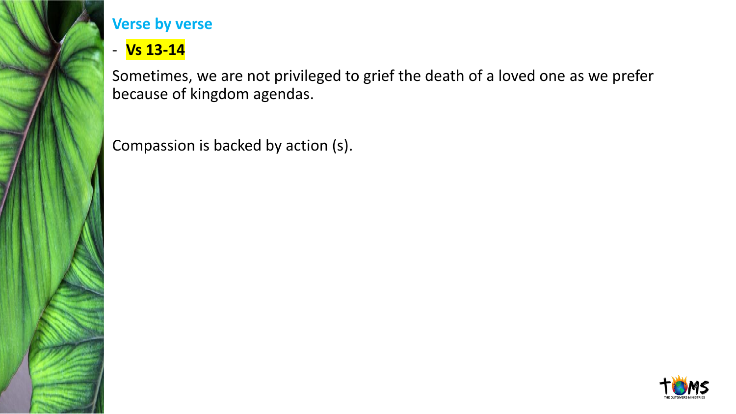## Verse by verse

- **Vs 13-14**

Sometimes, we are not privileged to grief the death of a loved one as we prefer because of kingdom agendas.

Compassion is backed by action (s).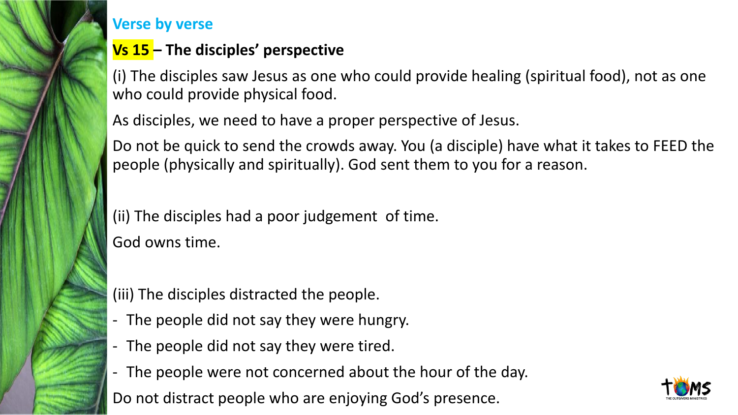## Verse by verse

### Vs 15 – The disciples' perspective

(i) The disciples saw Jesus as one who could provide healing (spiritual food), not as one who could provide physical food.

As disciples, we need to have a proper perspective of Jesus.

Do not be quick to send the crowds away. You (a disciple) have what it takes to FEED the people (physically and spiritually). God sent them to you for a reason.

(ii) The disciples had a poor judgement of time.

God owns time.

(iii) The disciples distracted the people.

- The people did not say they were hungry.
- The people did not say they were tired.
- The people were not concerned about the hour of the day.

Do not distract people who are enjoying God's presence.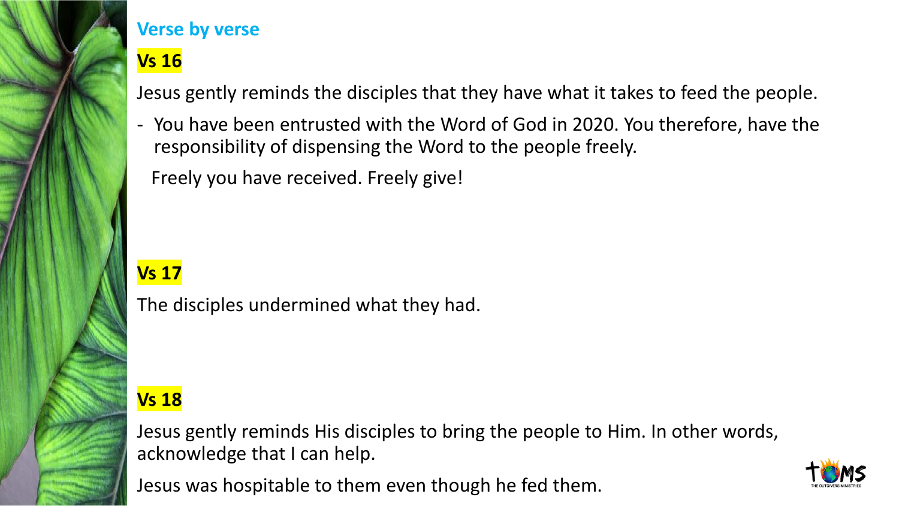## Verse by verse

### Vs 16

Jesus gently reminds the disciples that they have what it takes to feed the people.

- You have been entrusted with the Word of God in 2020. You therefore, have the responsibility of dispensing the Word to the people freely.

  Freely you have received. Freely give!

### Vs 17

The disciples undermined what they had.

### Vs 18

Jesus gently reminds His disciples to bring the people to Him. In other words, acknowledge that I can help.

Jesus was hospitable to them even though he fed them.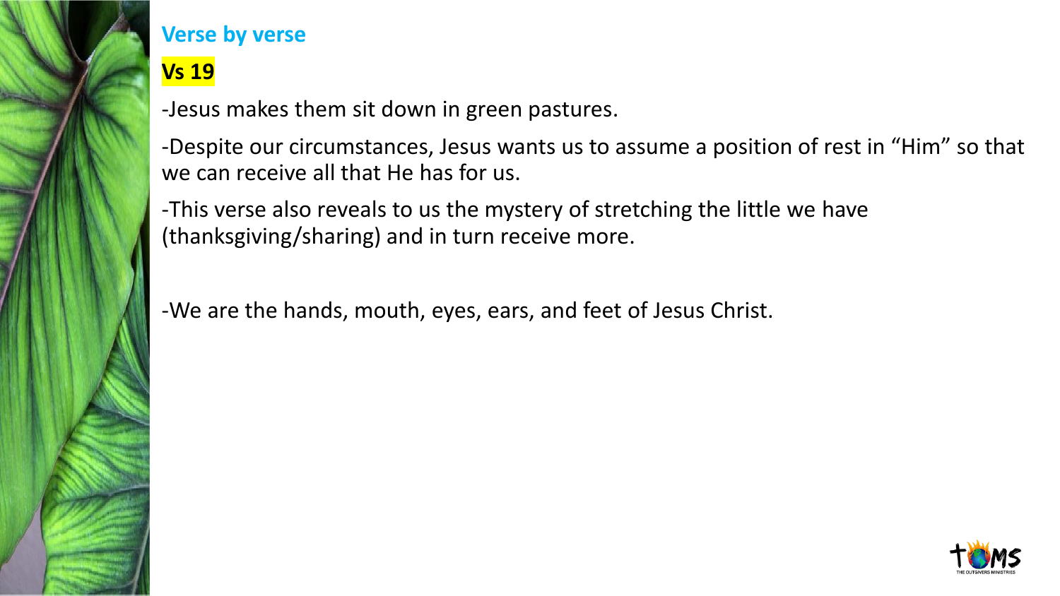## Verse by verse

### **Vs 19**

-Jesus makes them sit down in green pastures.

-Despite our circumstances, Jesus wants us to assume a position of rest in "Him" so that we can receive all that He has for us.

-This verse also reveals to us the mystery of stretching the little we have (thanksgiving/sharing) and in turn receive more.

-We are the hands, mouth, eyes, ears, and feet of Jesus Christ.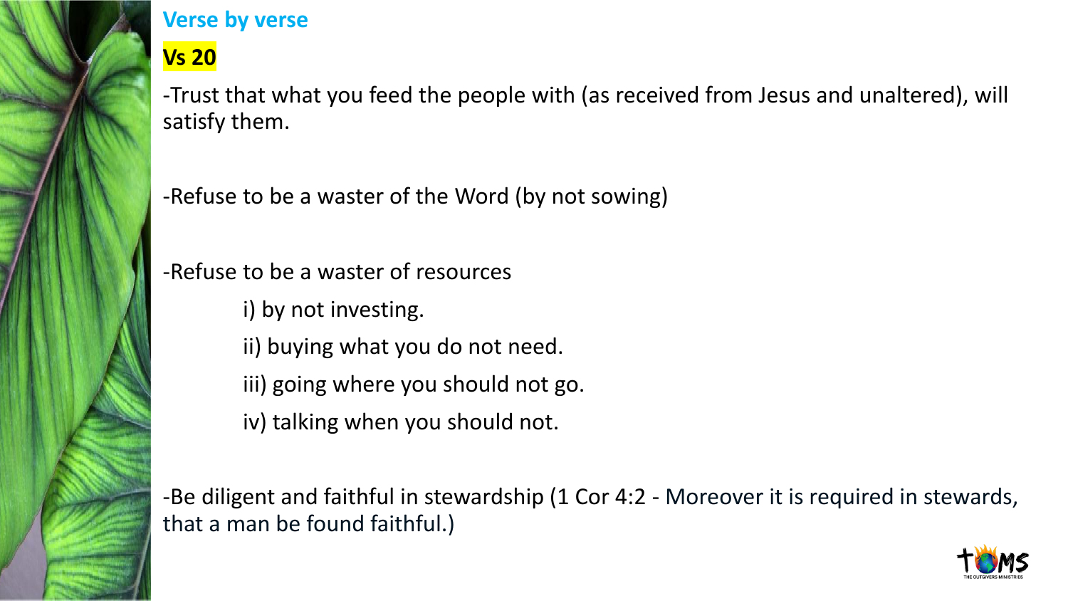## Verse by verse

### Vs 20

-Trust that what you feed the people with (as received from Jesus and unaltered), will satisfy them.

-Refuse to be a waster of the Word (by not sowing)

-Refuse to be a waster of resources

i) by not investing.

ii) buying what you do not need.

iii) going where you should not go.

iv) talking when you should not.

-Be diligent and faithful in stewardship (1 Cor 4:2 - Moreover it is required in stewards, that a man be found faithful.)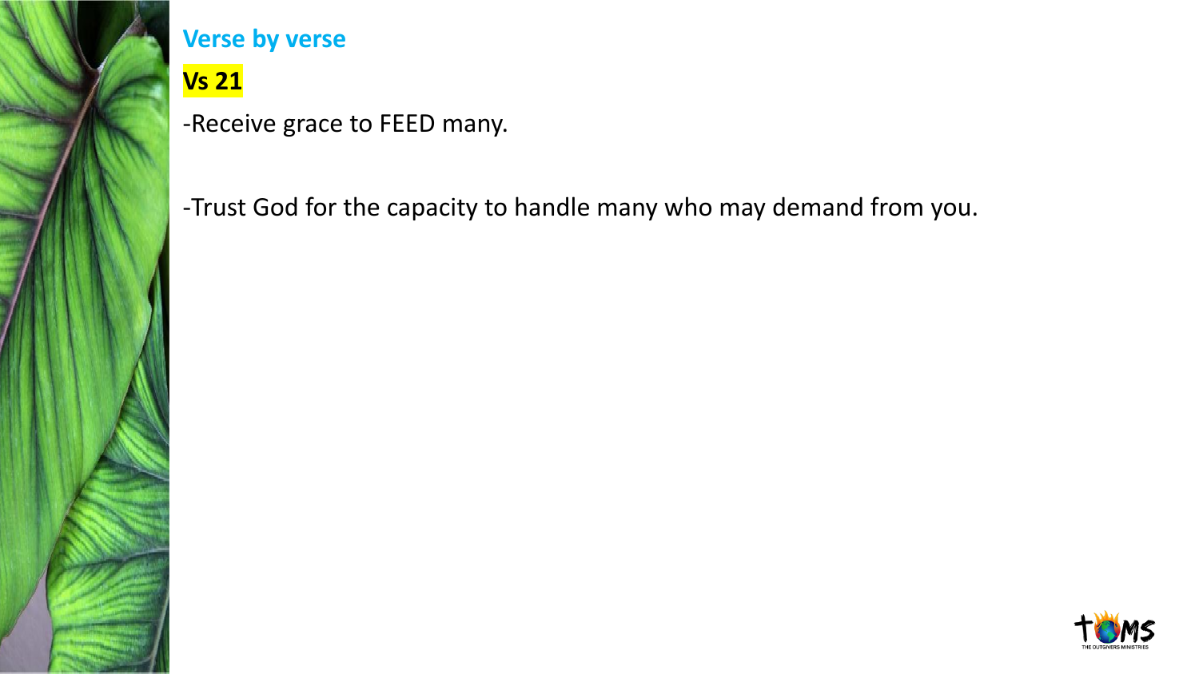## Verse by verse

**Vs 21**

-Receive grace to FEED many.

-Trust God for the capacity to handle many who may demand from you.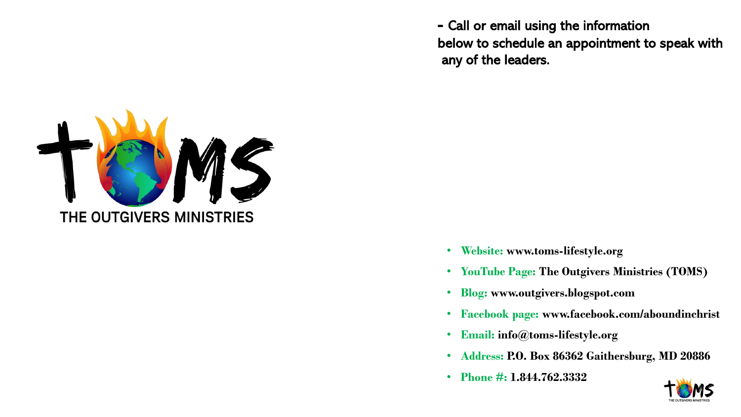- Call or email using the information below to schedule an appointment to speak with any of the leaders.

THE OUTGIVERS MINISTRIES

- **Website:** **www.toms-lifestyle.org**
- **YouTube Page:** **The Outgivers Ministries (TOMS)**
- **Blog:** **www.outgivers.blogspot.com**
- **Facebook page:** **www.facebook.com/aboundinchrist**
- **Email:** **info@toms-lifestyle.org**
- **Address:** **P.O. Box 86362 Gaithersburg, MD 20886**
- **Phone #:** **1.844.762.3332**